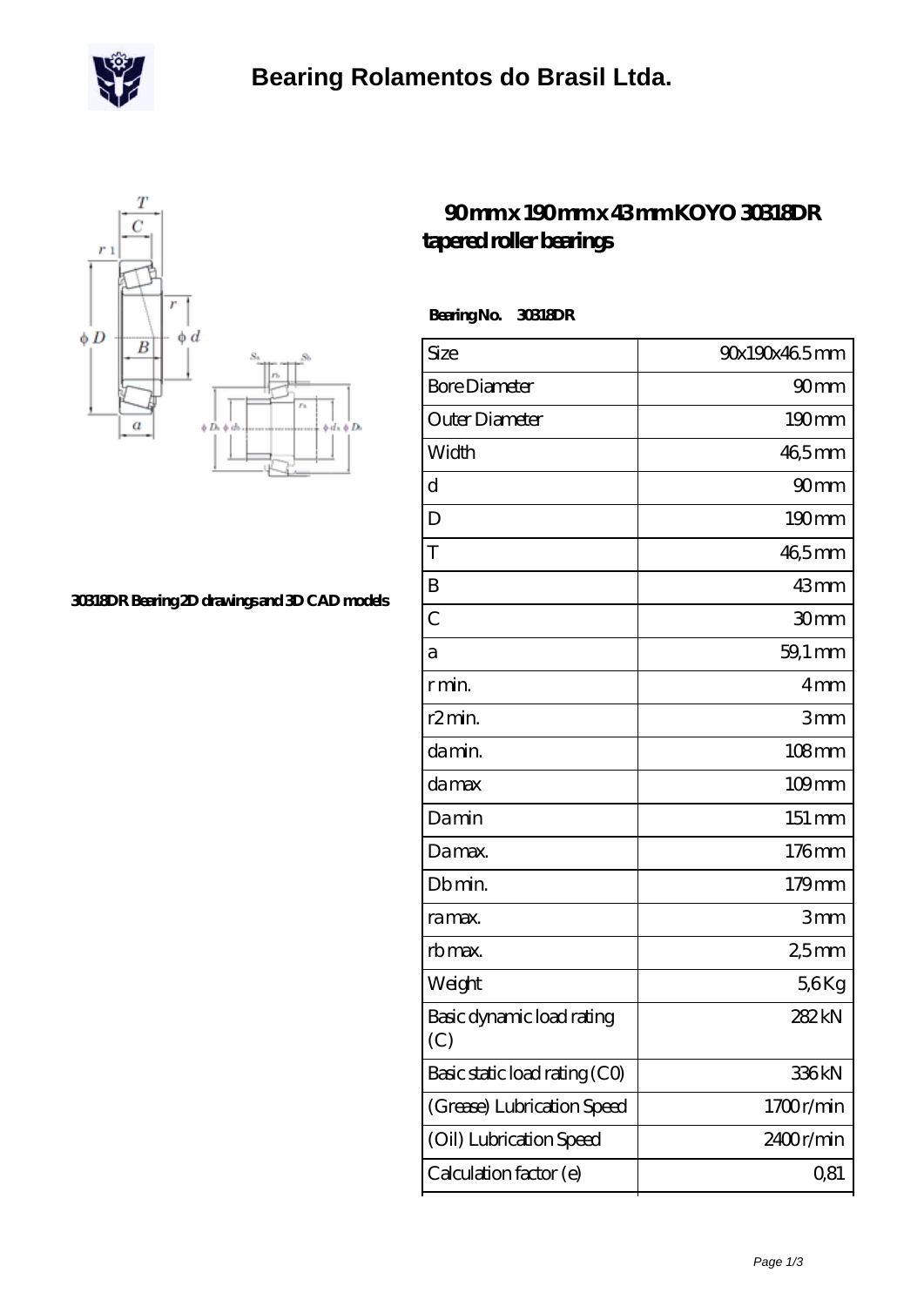# Bearing Rolamentos do Brasil Ltda.

30318DR Bearing 2D drawings and 3D CAD models

## 90 mm x 190 mm x 43 mm KOYO 30318DR tapered roller bearings

**Bearing No. 30318DR**

| Size | 90x190x46.5 mm |
|---|---|
| Bore Diameter | 90 mm |
| Outer Diameter | 190 mm |
| Width | 46,5 mm |
| d | 90 mm |
| D | 190 mm |
| T | 46,5 mm |
| B | 43 mm |
| C | 30 mm |
| a | 59,1 mm |
| r min. | 4 mm |
| r2 min. | 3 mm |
| da min. | 108 mm |
| da max | 109 mm |
| Da min | 151 mm |
| Da max. | 176 mm |
| Db min. | 179 mm |
| ra max. | 3 mm |
| rb max. | 2,5 mm |
| Weight | 5,6 Kg |
| Basic dynamic load rating (C) | 282 kN |
| Basic static load rating (C0) | 336 kN |
| (Grease) Lubrication Speed | 1700 r/min |
| (Oil) Lubrication Speed | 2400 r/min |
| Calculation factor (e) | 0,81 |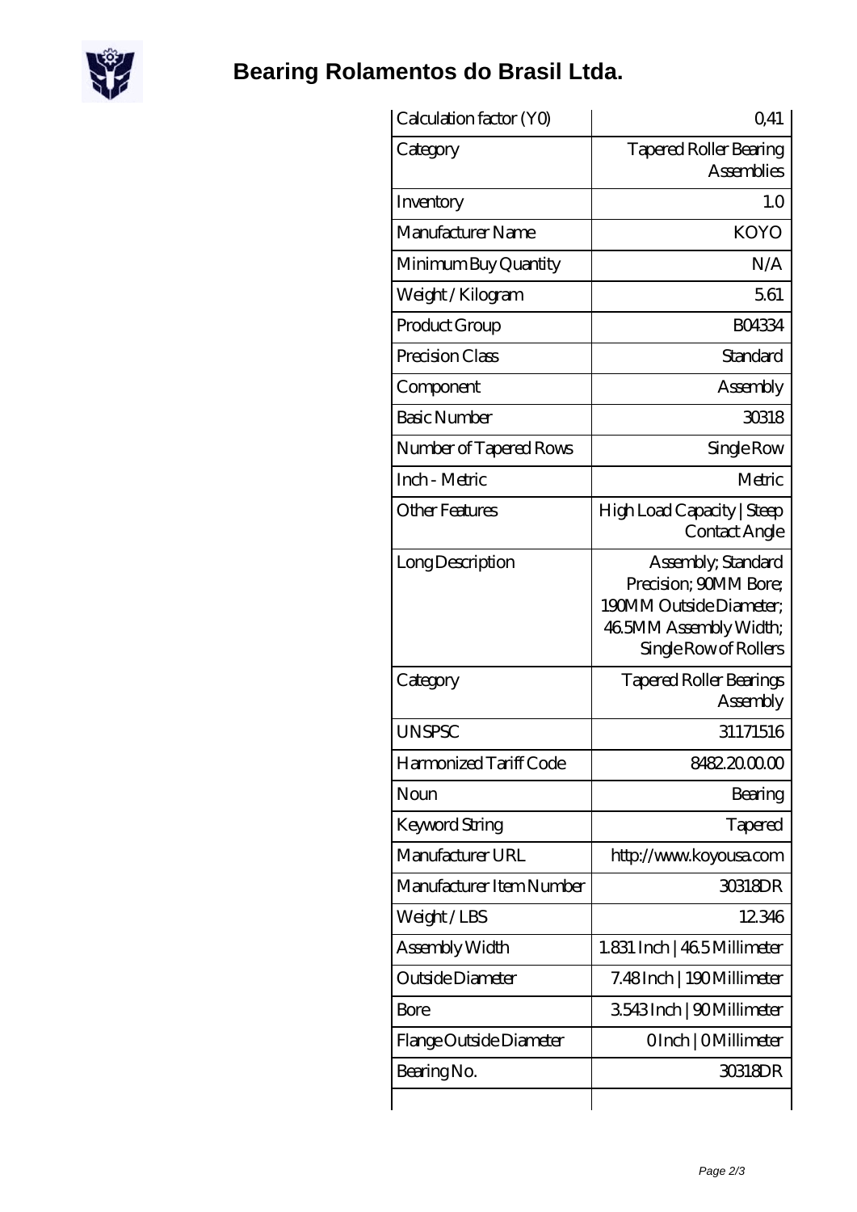# Bearing Rolamentos do Brasil Ltda.

| Calculation factor (Y0) | 0,41 |
|---|---|
| Category | Tapered Roller Bearing Assemblies |
| Inventory | 1.0 |
| Manufacturer Name | KOYO |
| Minimum Buy Quantity | N/A |
| Weight / Kilogram | 5.61 |
| Product Group | B04334 |
| Precision Class | Standard |
| Component | Assembly |
| Basic Number | 30318 |
| Number of Tapered Rows | Single Row |
| Inch - Metric | Metric |
| Other Features | High Load Capacity \| Steep Contact Angle |
| Long Description | Assembly; Standard Precision; 90MM Bore; 190MM Outside Diameter; 46.5MM Assembly Width; Single Row of Rollers |
| Category | Tapered Roller Bearings Assembly |
| UNSPSC | 31171516 |
| Harmonized Tariff Code | 8482.20.00.00 |
| Noun | Bearing |
| Keyword String | Tapered |
| Manufacturer URL | http://www.koyousa.com |
| Manufacturer Item Number | 30318DR |
| Weight / LBS | 12.346 |
| Assembly Width | 1.831 Inch \| 46.5 Millimeter |
| Outside Diameter | 7.48 Inch \| 190 Millimeter |
| Bore | 3.543 Inch \| 90 Millimeter |
| Flange Outside Diameter | 0 Inch \| 0 Millimeter |
| Bearing No. | 30318DR |
| | |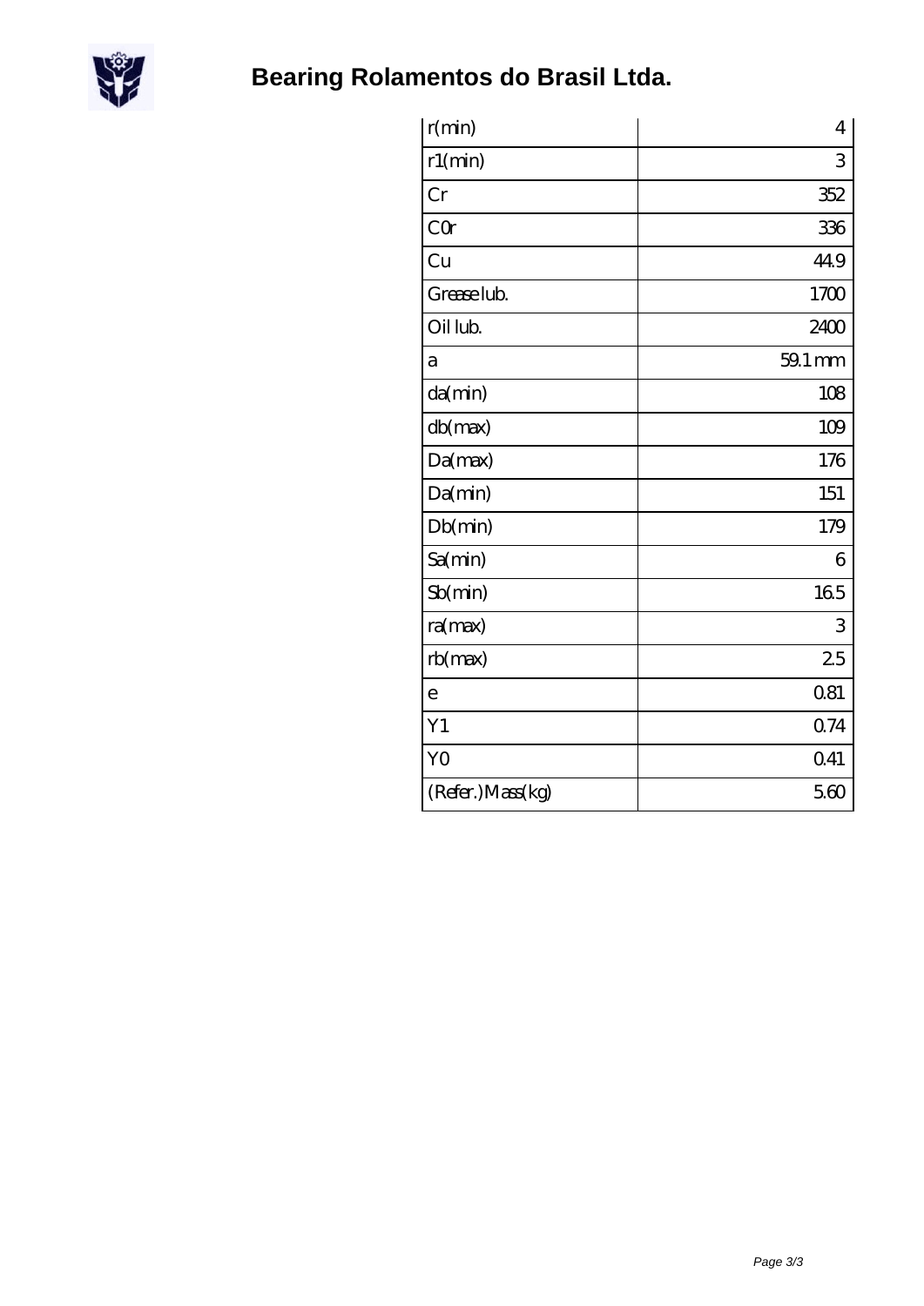| | |
|---|---|
| r(min) | 4 |
| r1(min) | 3 |
| Cr | 352 |
| C0r | 336 |
| Cu | 44.9 |
| Grease lub. | 1700 |
| Oil lub. | 2400 |
| a | 59.1 mm |
| da(min) | 108 |
| db(max) | 109 |
| Da(max) | 176 |
| Da(min) | 151 |
| Db(min) | 179 |
| Sa(min) | 6 |
| Sb(min) | 16.5 |
| ra(max) | 3 |
| rb(max) | 2.5 |
| e | 0.81 |
| Y1 | 0.74 |
| Y0 | 0.41 |
| (Refer.) Mass(kg) | 5.60 |